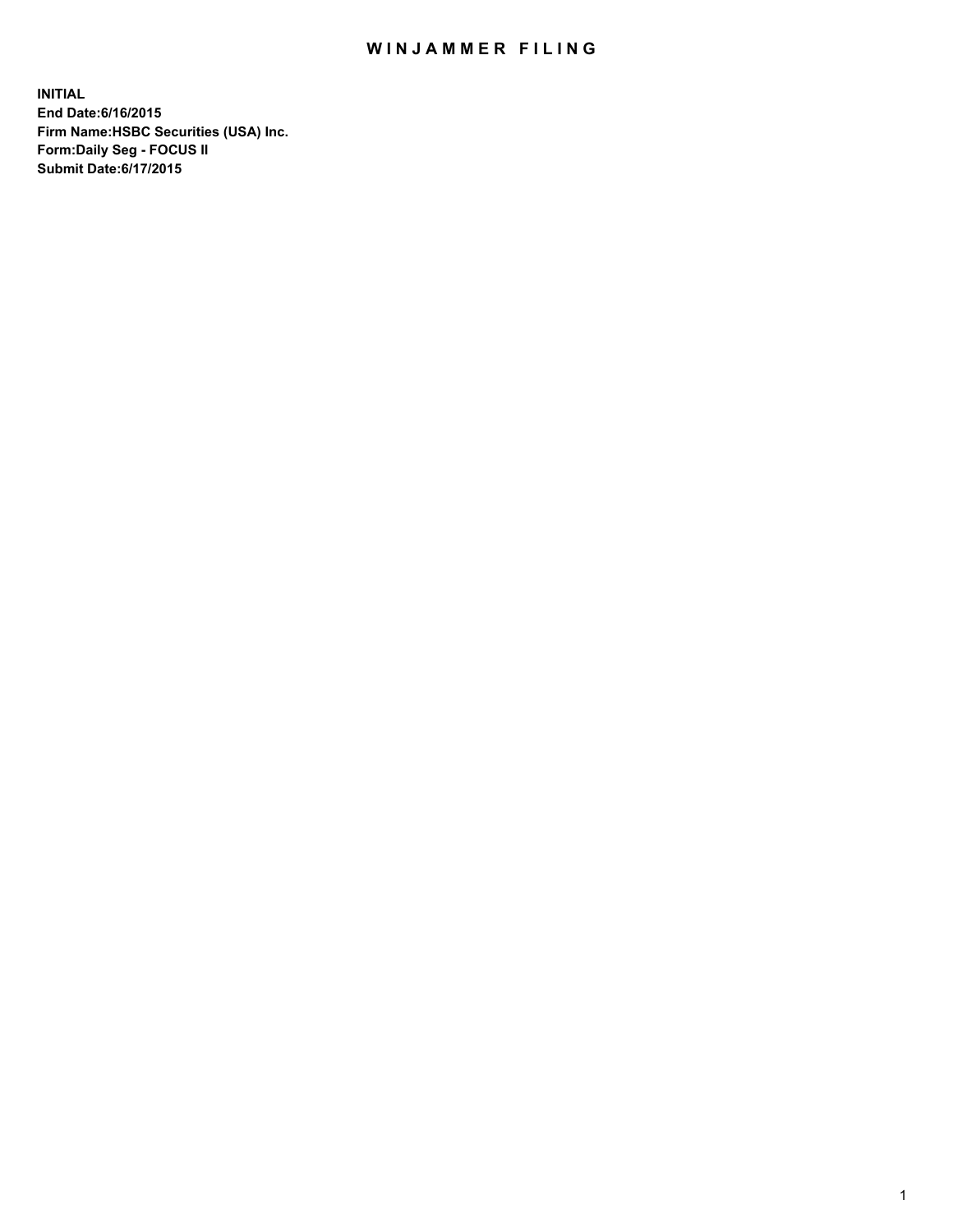# WINJAMMER FILING

**INITIAL**
**End Date:6/16/2015**
**Firm Name:HSBC Securities (USA) Inc.**
**Form:Daily Seg - FOCUS II**
**Submit Date:6/17/2015**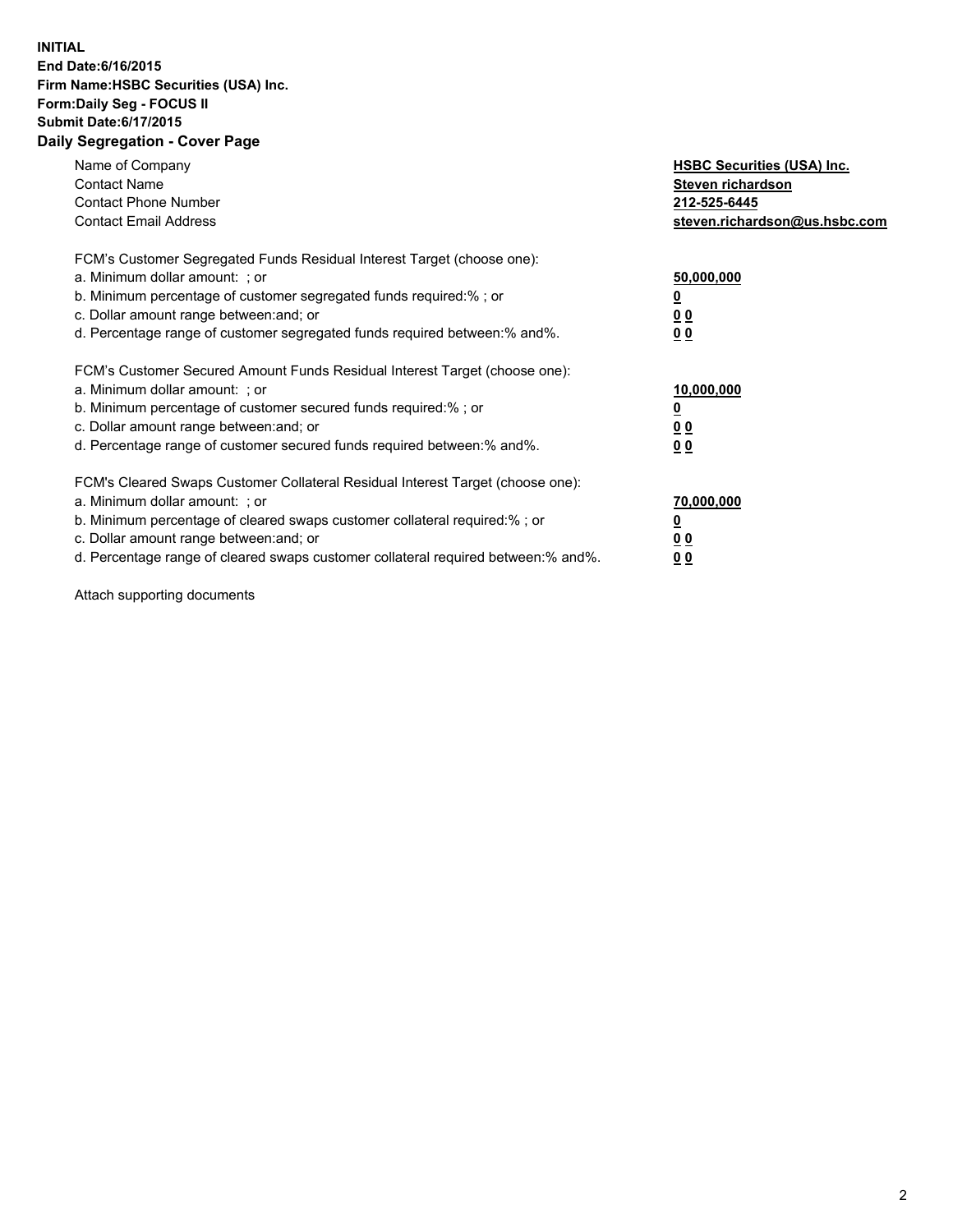**INITIAL**
**End Date:6/16/2015**
**Firm Name:HSBC Securities (USA) Inc.**
**Form:Daily Seg - FOCUS II**
**Submit Date:6/17/2015**

## Daily Segregation - Cover Page

| | |
|---|---|
| Name of Company | **HSBC Securities (USA) Inc.** |
| Contact Name | **Steven richardson** |
| Contact Phone Number | **212-525-6445** |
| Contact Email Address | **steven.richardson@us.hsbc.com** |

| | |
|---|---|
| FCM's Customer Segregated Funds Residual Interest Target (choose one): | |
| a. Minimum dollar amount: ; or | **50,000,000** |
| b. Minimum percentage of customer segregated funds required:% ; or | **0** |
| c. Dollar amount range between:and; or | **0 0** |
| d. Percentage range of customer segregated funds required between:% and%. | **0 0** |

| | |
|---|---|
| FCM's Customer Secured Amount Funds Residual Interest Target (choose one): | |
| a. Minimum dollar amount: ; or | **10,000,000** |
| b. Minimum percentage of customer secured funds required:% ; or | **0** |
| c. Dollar amount range between:and; or | **0 0** |
| d. Percentage range of customer secured funds required between:% and%. | **0 0** |

| | |
|---|---|
| FCM's Cleared Swaps Customer Collateral Residual Interest Target (choose one): | |
| a. Minimum dollar amount: ; or | **70,000,000** |
| b. Minimum percentage of cleared swaps customer collateral required:% ; or | **0** |
| c. Dollar amount range between:and; or | **0 0** |
| d. Percentage range of cleared swaps customer collateral required between:% and%. | **0 0** |

Attach supporting documents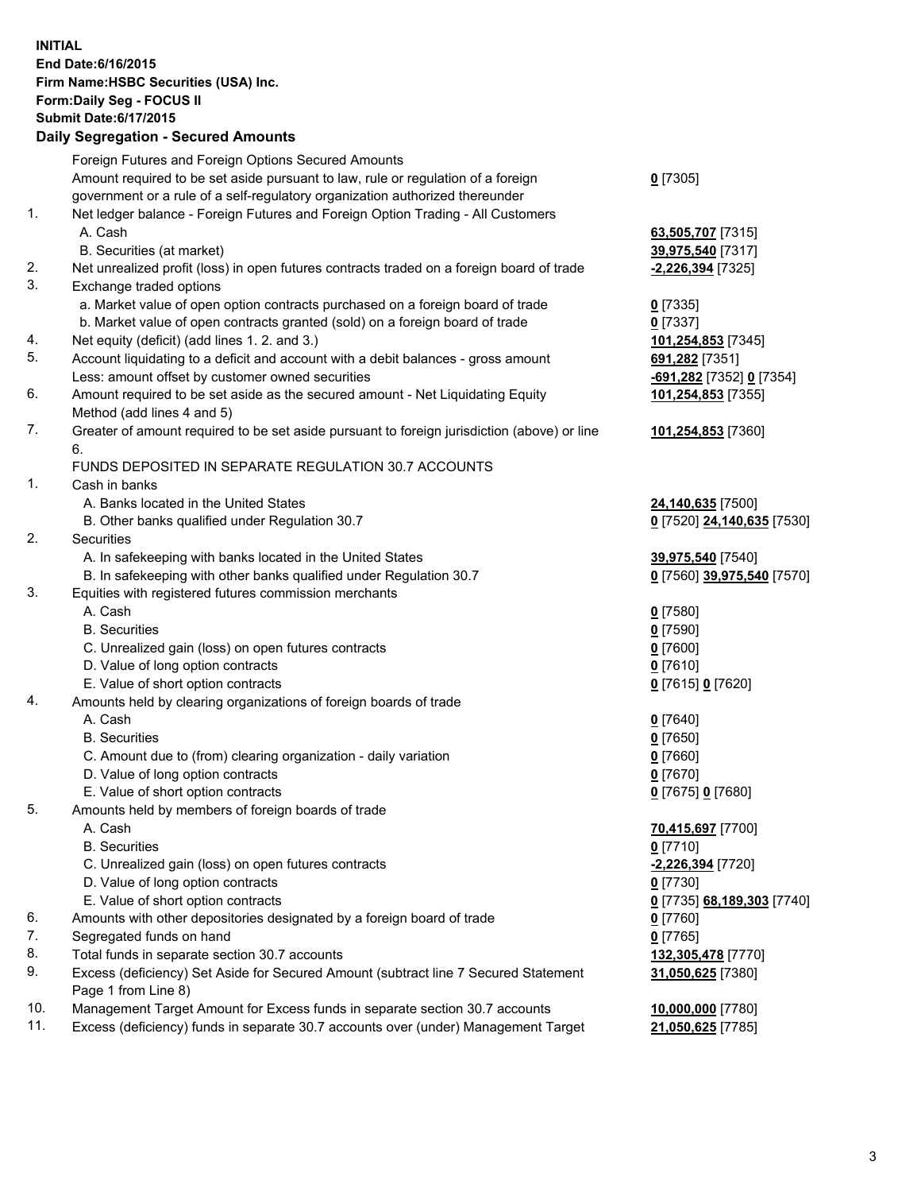**INITIAL**
**End Date:6/16/2015**
**Firm Name:HSBC Securities (USA) Inc.**
**Form:Daily Seg - FOCUS II**
**Submit Date:6/17/2015**

**Daily Segregation - Secured Amounts**

| | | |
|---|---|---|
| | Foreign Futures and Foreign Options Secured Amounts | |
| | Amount required to be set aside pursuant to law, rule or regulation of a foreign government or a rule of a self-regulatory organization authorized thereunder | **0** [7305] |
| 1. | Net ledger balance - Foreign Futures and Foreign Option Trading - All Customers | |
| | A. Cash | **63,505,707** [7315] |
| | B. Securities (at market) | **39,975,540** [7317] |
| 2. | Net unrealized profit (loss) in open futures contracts traded on a foreign board of trade | **-2,226,394** [7325] |
| 3. | Exchange traded options | |
| | a. Market value of open option contracts purchased on a foreign board of trade | **0** [7335] |
| | b. Market value of open contracts granted (sold) on a foreign board of trade | **0** [7337] |
| 4. | Net equity (deficit) (add lines 1. 2. and 3.) | **101,254,853** [7345] |
| 5. | Account liquidating to a deficit and account with a debit balances - gross amount | **691,282** [7351] |
| | Less: amount offset by customer owned securities | **-691,282** [7352] **0** [7354] |
| 6. | Amount required to be set aside as the secured amount - Net Liquidating Equity Method (add lines 4 and 5) | **101,254,853** [7355] |
| 7. | Greater of amount required to be set aside pursuant to foreign jurisdiction (above) or line 6. | **101,254,853** [7360] |
| | FUNDS DEPOSITED IN SEPARATE REGULATION 30.7 ACCOUNTS | |
| 1. | Cash in banks | |
| | A. Banks located in the United States | **24,140,635** [7500] |
| | B. Other banks qualified under Regulation 30.7 | **0** [7520] **24,140,635** [7530] |
| 2. | Securities | |
| | A. In safekeeping with banks located in the United States | **39,975,540** [7540] |
| | B. In safekeeping with other banks qualified under Regulation 30.7 | **0** [7560] **39,975,540** [7570] |
| 3. | Equities with registered futures commission merchants | |
| | A. Cash | **0** [7580] |
| | B. Securities | **0** [7590] |
| | C. Unrealized gain (loss) on open futures contracts | **0** [7600] |
| | D. Value of long option contracts | **0** [7610] |
| | E. Value of short option contracts | **0** [7615] **0** [7620] |
| 4. | Amounts held by clearing organizations of foreign boards of trade | |
| | A. Cash | **0** [7640] |
| | B. Securities | **0** [7650] |
| | C. Amount due to (from) clearing organization - daily variation | **0** [7660] |
| | D. Value of long option contracts | **0** [7670] |
| | E. Value of short option contracts | **0** [7675] **0** [7680] |
| 5. | Amounts held by members of foreign boards of trade | |
| | A. Cash | **70,415,697** [7700] |
| | B. Securities | **0** [7710] |
| | C. Unrealized gain (loss) on open futures contracts | **-2,226,394** [7720] |
| | D. Value of long option contracts | **0** [7730] |
| | E. Value of short option contracts | **0** [7735] **68,189,303** [7740] |
| 6. | Amounts with other depositories designated by a foreign board of trade | **0** [7760] |
| 7. | Segregated funds on hand | **0** [7765] |
| 8. | Total funds in separate section 30.7 accounts | **132,305,478** [7770] |
| 9. | Excess (deficiency) Set Aside for Secured Amount (subtract line 7 Secured Statement Page 1 from Line 8) | **31,050,625** [7380] |
| 10. | Management Target Amount for Excess funds in separate section 30.7 accounts | **10,000,000** [7780] |
| 11. | Excess (deficiency) funds in separate 30.7 accounts over (under) Management Target | **21,050,625** [7785] |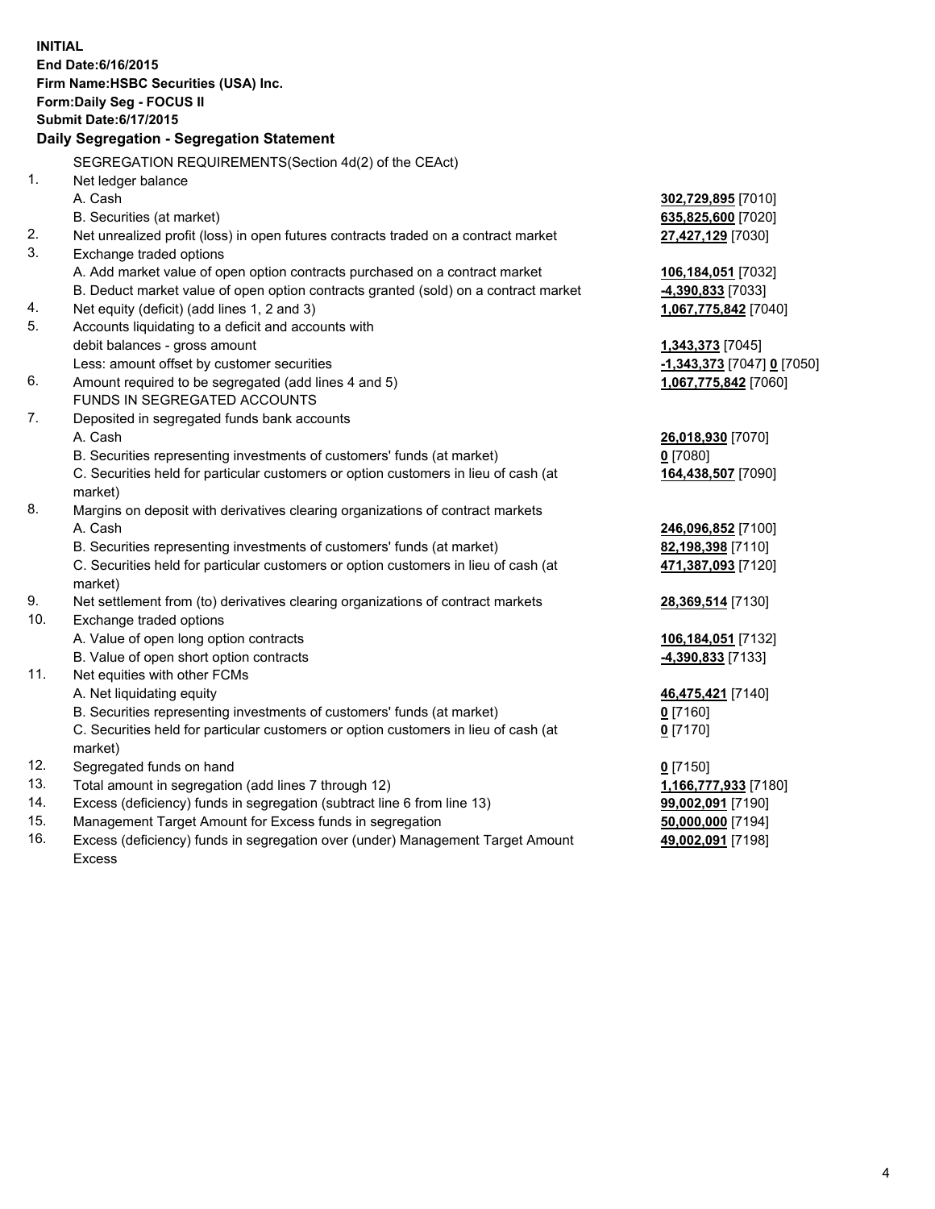**INITIAL**
**End Date:6/16/2015**
**Firm Name:HSBC Securities (USA) Inc.**
**Form:Daily Seg - FOCUS II**
**Submit Date:6/17/2015**

## Daily Segregation - Segregation Statement

| | | |
|---|---|---|
| | SEGREGATION REQUIREMENTS(Section 4d(2) of the CEAct) | |
| 1. | Net ledger balance | |
| | A. Cash | **302,729,895** [7010] |
| | B. Securities (at market) | **635,825,600** [7020] |
| 2. | Net unrealized profit (loss) in open futures contracts traded on a contract market | **27,427,129** [7030] |
| 3. | Exchange traded options | |
| | A. Add market value of open option contracts purchased on a contract market | **106,184,051** [7032] |
| | B. Deduct market value of open option contracts granted (sold) on a contract market | **-4,390,833** [7033] |
| 4. | Net equity (deficit) (add lines 1, 2 and 3) | **1,067,775,842** [7040] |
| 5. | Accounts liquidating to a deficit and accounts with debit balances - gross amount | **1,343,373** [7045] |
| | Less: amount offset by customer securities | **-1,343,373** [7047] **0** [7050] |
| 6. | Amount required to be segregated (add lines 4 and 5) | **1,067,775,842** [7060] |
| | FUNDS IN SEGREGATED ACCOUNTS | |
| 7. | Deposited in segregated funds bank accounts | |
| | A. Cash | **26,018,930** [7070] |
| | B. Securities representing investments of customers' funds (at market) | **0** [7080] |
| | C. Securities held for particular customers or option customers in lieu of cash (at market) | **164,438,507** [7090] |
| 8. | Margins on deposit with derivatives clearing organizations of contract markets | |
| | A. Cash | **246,096,852** [7100] |
| | B. Securities representing investments of customers' funds (at market) | **82,198,398** [7110] |
| | C. Securities held for particular customers or option customers in lieu of cash (at market) | **471,387,093** [7120] |
| 9. | Net settlement from (to) derivatives clearing organizations of contract markets | **28,369,514** [7130] |
| 10. | Exchange traded options | |
| | A. Value of open long option contracts | **106,184,051** [7132] |
| | B. Value of open short option contracts | **-4,390,833** [7133] |
| 11. | Net equities with other FCMs | |
| | A. Net liquidating equity | **46,475,421** [7140] |
| | B. Securities representing investments of customers' funds (at market) | **0** [7160] |
| | C. Securities held for particular customers or option customers in lieu of cash (at market) | **0** [7170] |
| 12. | Segregated funds on hand | **0** [7150] |
| 13. | Total amount in segregation (add lines 7 through 12) | **1,166,777,933** [7180] |
| 14. | Excess (deficiency) funds in segregation (subtract line 6 from line 13) | **99,002,091** [7190] |
| 15. | Management Target Amount for Excess funds in segregation | **50,000,000** [7194] |
| 16. | Excess (deficiency) funds in segregation over (under) Management Target Amount Excess | **49,002,091** [7198] |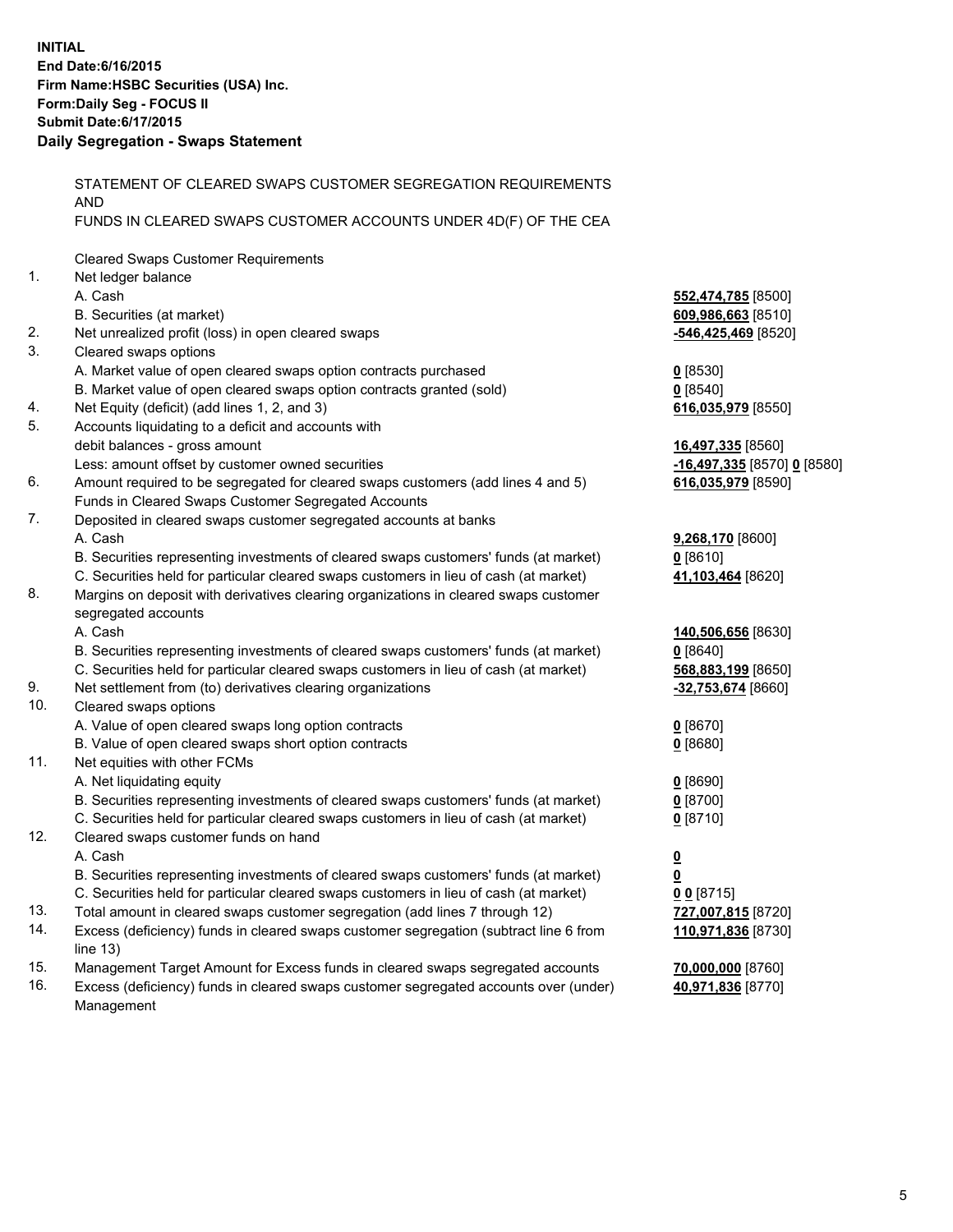**INITIAL**
**End Date:6/16/2015**
**Firm Name:HSBC Securities (USA) Inc.**
**Form:Daily Seg - FOCUS II**
**Submit Date:6/17/2015**
**Daily Segregation - Swaps Statement**

STATEMENT OF CLEARED SWAPS CUSTOMER SEGREGATION REQUIREMENTS AND FUNDS IN CLEARED SWAPS CUSTOMER ACCOUNTS UNDER 4D(F) OF THE CEA

| | | |
|---|---|---|
| | Cleared Swaps Customer Requirements | |
| 1. | Net ledger balance | |
| | A. Cash | **552,474,785** [8500] |
| | B. Securities (at market) | **609,986,663** [8510] |
| 2. | Net unrealized profit (loss) in open cleared swaps | **-546,425,469** [8520] |
| 3. | Cleared swaps options | |
| | A. Market value of open cleared swaps option contracts purchased | **0** [8530] |
| | B. Market value of open cleared swaps option contracts granted (sold) | **0** [8540] |
| 4. | Net Equity (deficit) (add lines 1, 2, and 3) | **616,035,979** [8550] |
| 5. | Accounts liquidating to a deficit and accounts with debit balances - gross amount | **16,497,335** [8560] |
| | Less: amount offset by customer owned securities | **-16,497,335** [8570] **0** [8580] |
| 6. | Amount required to be segregated for cleared swaps customers (add lines 4 and 5) | **616,035,979** [8590] |
| | Funds in Cleared Swaps Customer Segregated Accounts | |
| 7. | Deposited in cleared swaps customer segregated accounts at banks | |
| | A. Cash | **9,268,170** [8600] |
| | B. Securities representing investments of cleared swaps customers' funds (at market) | **0** [8610] |
| | C. Securities held for particular cleared swaps customers in lieu of cash (at market) | **41,103,464** [8620] |
| 8. | Margins on deposit with derivatives clearing organizations in cleared swaps customer segregated accounts | |
| | A. Cash | **140,506,656** [8630] |
| | B. Securities representing investments of cleared swaps customers' funds (at market) | **0** [8640] |
| | C. Securities held for particular cleared swaps customers in lieu of cash (at market) | **568,883,199** [8650] |
| 9. | Net settlement from (to) derivatives clearing organizations | **-32,753,674** [8660] |
| 10. | Cleared swaps options | |
| | A. Value of open cleared swaps long option contracts | **0** [8670] |
| | B. Value of open cleared swaps short option contracts | **0** [8680] |
| 11. | Net equities with other FCMs | |
| | A. Net liquidating equity | **0** [8690] |
| | B. Securities representing investments of cleared swaps customers' funds (at market) | **0** [8700] |
| | C. Securities held for particular cleared swaps customers in lieu of cash (at market) | **0** [8710] |
| 12. | Cleared swaps customer funds on hand | |
| | A. Cash | **0** |
| | B. Securities representing investments of cleared swaps customers' funds (at market) | **0** |
| | C. Securities held for particular cleared swaps customers in lieu of cash (at market) | **0** **0** [8715] |
| 13. | Total amount in cleared swaps customer segregation (add lines 7 through 12) | **727,007,815** [8720] |
| 14. | Excess (deficiency) funds in cleared swaps customer segregation (subtract line 6 from line 13) | **110,971,836** [8730] |
| 15. | Management Target Amount for Excess funds in cleared swaps segregated accounts | **70,000,000** [8760] |
| 16. | Excess (deficiency) funds in cleared swaps customer segregated accounts over (under) Management | **40,971,836** [8770] |